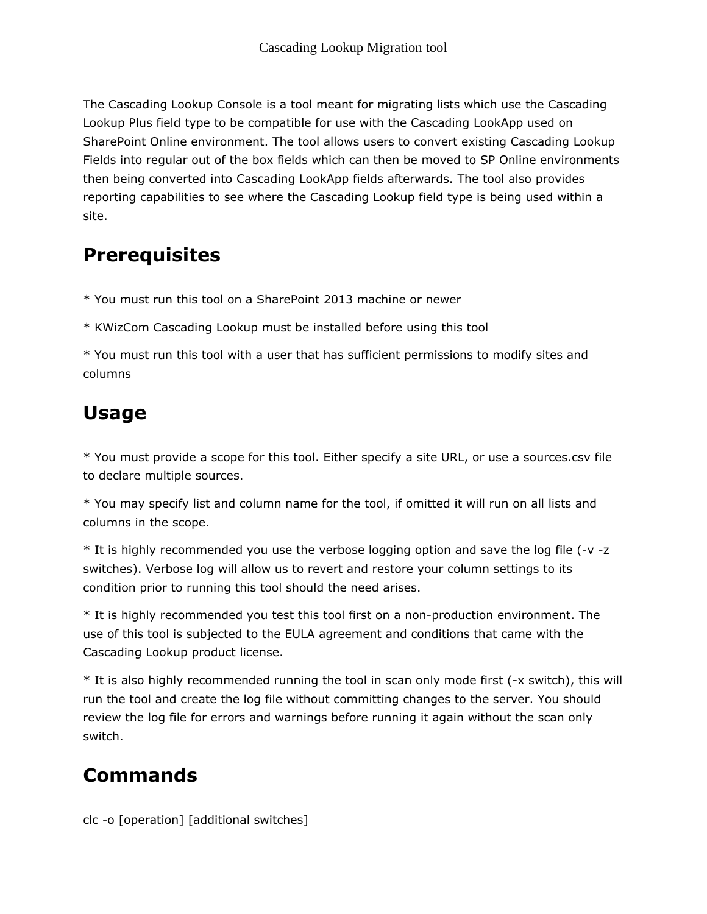# Cascading Lookup Migration tool

The Cascading Lookup Console is a tool meant for migrating lists which use the Cascading Lookup Plus field type to be compatible for use with the Cascading LookApp used on SharePoint Online environment. The tool allows users to convert existing Cascading Lookup Fields into regular out of the box fields which can then be moved to SP Online environments then being converted into Cascading LookApp fields afterwards. The tool also provides reporting capabilities to see where the Cascading Lookup field type is being used within a site.

## Prerequisites

* You must run this tool on a SharePoint 2013 machine or newer

* KWizCom Cascading Lookup must be installed before using this tool

* You must run this tool with a user that has sufficient permissions to modify sites and columns

## Usage

* You must provide a scope for this tool. Either specify a site URL, or use a sources.csv file to declare multiple sources.

* You may specify list and column name for the tool, if omitted it will run on all lists and columns in the scope.

* It is highly recommended you use the verbose logging option and save the log file (-v -z switches). Verbose log will allow us to revert and restore your column settings to its condition prior to running this tool should the need arises.

* It is highly recommended you test this tool first on a non-production environment. The use of this tool is subjected to the EULA agreement and conditions that came with the Cascading Lookup product license.

* It is also highly recommended running the tool in scan only mode first (-x switch), this will run the tool and create the log file without committing changes to the server. You should review the log file for errors and warnings before running it again without the scan only switch.

## Commands

clc -o [operation] [additional switches]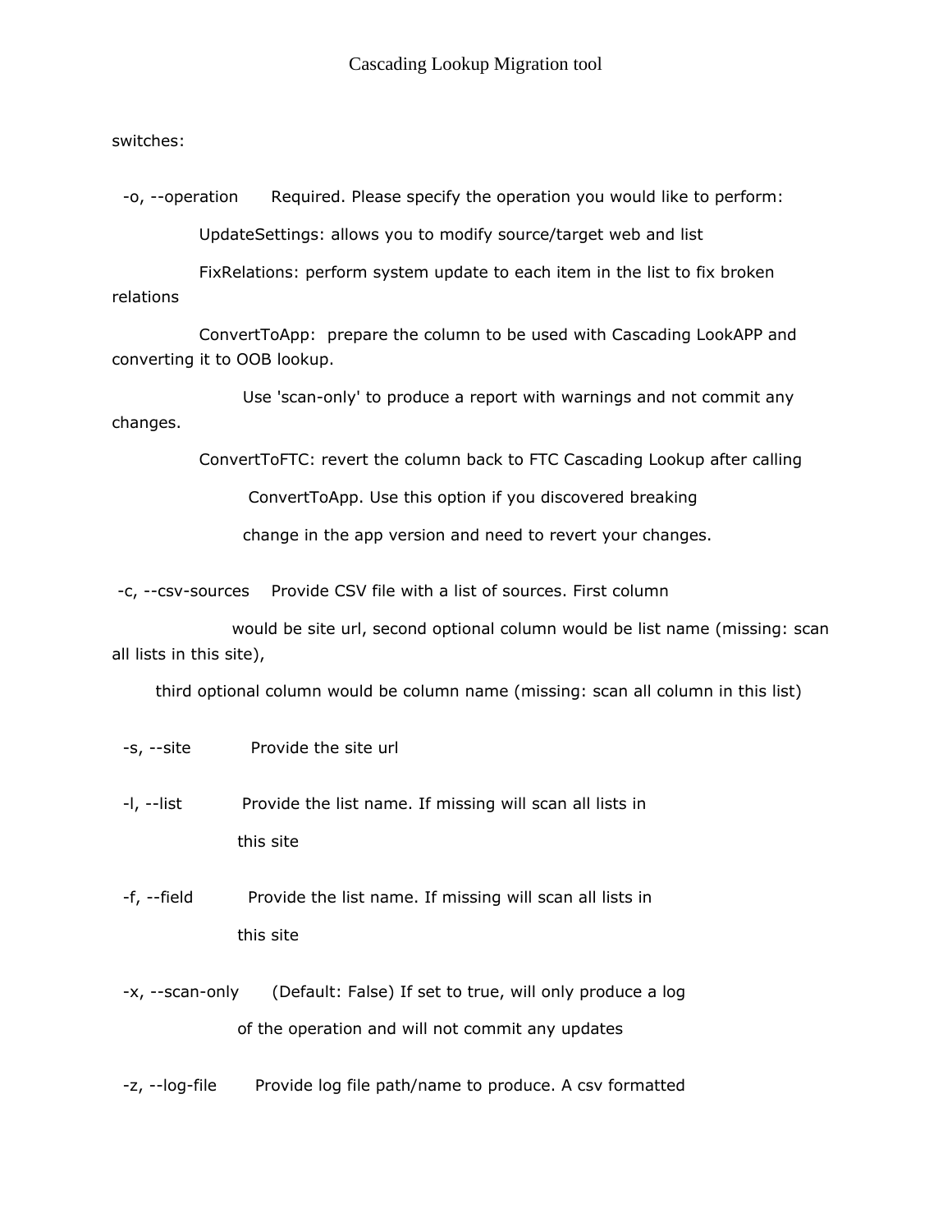Cascading Lookup Migration tool

switches:

-o, --operation Required. Please specify the operation you would like to perform:

UpdateSettings: allows you to modify source/target web and list

FixRelations: perform system update to each item in the list to fix broken relations

ConvertToApp: prepare the column to be used with Cascading LookAPP and converting it to OOB lookup.

Use 'scan-only' to produce a report with warnings and not commit any changes.

ConvertToFTC: revert the column back to FTC Cascading Lookup after calling ConvertToApp. Use this option if you discovered breaking change in the app version and need to revert your changes.

-c, --csv-sources Provide CSV file with a list of sources. First column would be site url, second optional column would be list name (missing: scan all lists in this site), third optional column would be column name (missing: scan all column in this list)

-s, --site Provide the site url

-l, --list Provide the list name. If missing will scan all lists in this site

-f, --field Provide the list name. If missing will scan all lists in this site

-x, --scan-only (Default: False) If set to true, will only produce a log of the operation and will not commit any updates

-z, --log-file Provide log file path/name to produce. A csv formatted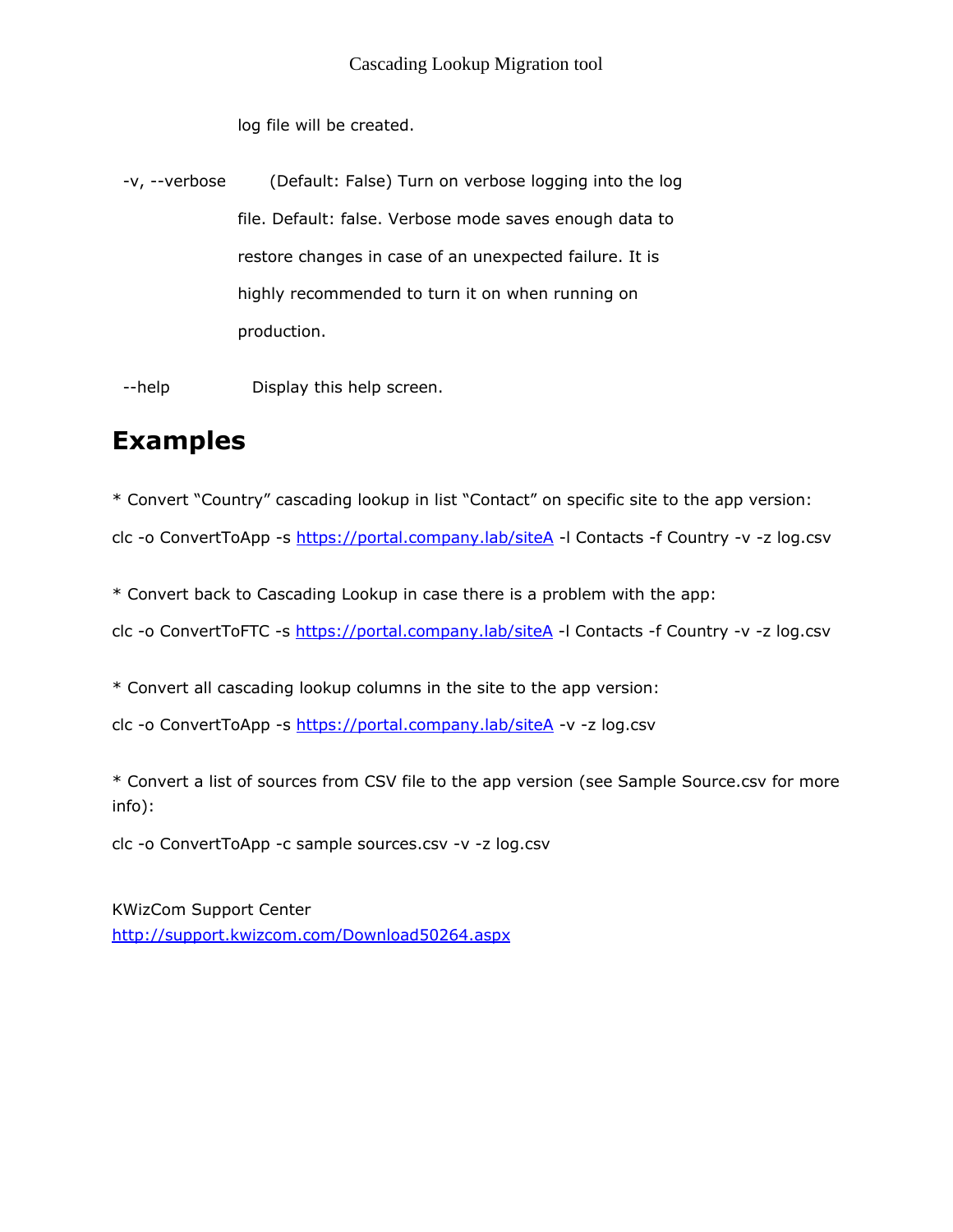log file will be created.

-v, --verbose (Default: False) Turn on verbose logging into the log file. Default: false. Verbose mode saves enough data to restore changes in case of an unexpected failure. It is highly recommended to turn it on when running on production.

--help Display this help screen.

## Examples

* Convert "Country" cascading lookup in list "Contact" on specific site to the app version:

clc -o ConvertToApp -s https://portal.company.lab/siteA -l Contacts -f Country -v -z log.csv

* Convert back to Cascading Lookup in case there is a problem with the app:

clc -o ConvertToFTC -s https://portal.company.lab/siteA -l Contacts -f Country -v -z log.csv

* Convert all cascading lookup columns in the site to the app version:

clc -o ConvertToApp -s https://portal.company.lab/siteA -v -z log.csv

* Convert a list of sources from CSV file to the app version (see Sample Source.csv for more info):

clc -o ConvertToApp -c sample sources.csv -v -z log.csv

KWizCom Support Center
http://support.kwizcom.com/Download50264.aspx